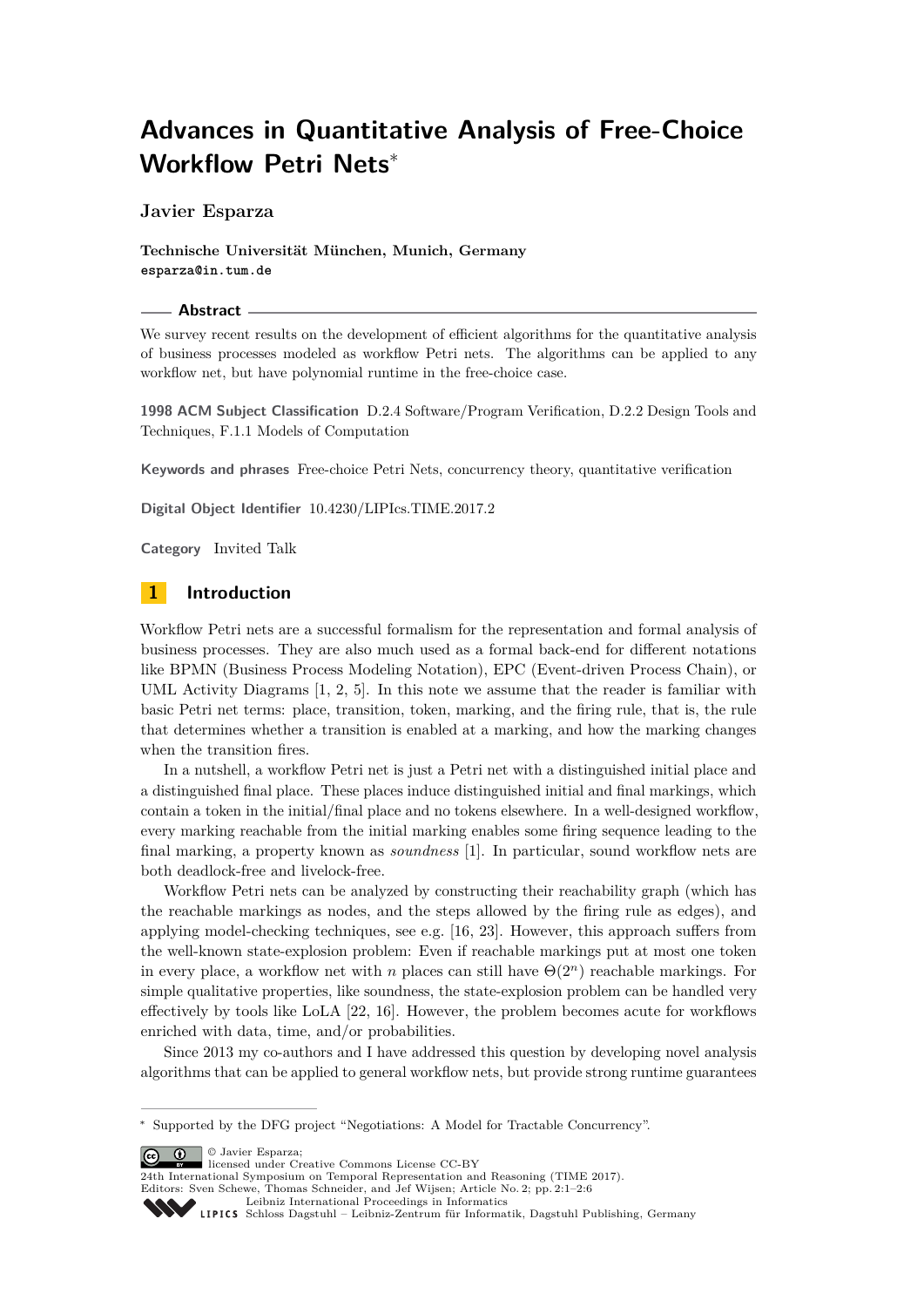# Advances in Quantitative Analysis of Free-Choice Workflow Petri Nets*

**Javier Esparza**

**Technische Universität München, Munich, Germany**
**esparza@in.tum.de**

## Abstract

We survey recent results on the development of efficient algorithms for the quantitative analysis of business processes modeled as workflow Petri nets. The algorithms can be applied to any workflow net, but have polynomial runtime in the free-choice case.

**1998 ACM Subject Classification** D.2.4 Software/Program Verification, D.2.2 Design Tools and Techniques, F.1.1 Models of Computation

**Keywords and phrases** Free-choice Petri Nets, concurrency theory, quantitative verification

**Digital Object Identifier** 10.4230/LIPIcs.TIME.2017.2

**Category** Invited Talk

## 1 Introduction

Workflow Petri nets are a successful formalism for the representation and formal analysis of business processes. They are also much used as a formal back-end for different notations like BPMN (Business Process Modeling Notation), EPC (Event-driven Process Chain), or UML Activity Diagrams [1, 2, 5]. In this note we assume that the reader is familiar with basic Petri net terms: place, transition, token, marking, and the firing rule, that is, the rule that determines whether a transition is enabled at a marking, and how the marking changes when the transition fires.

In a nutshell, a workflow Petri net is just a Petri net with a distinguished initial place and a distinguished final place. These places induce distinguished initial and final markings, which contain a token in the initial/final place and no tokens elsewhere. In a well-designed workflow, every marking reachable from the initial marking enables some firing sequence leading to the final marking, a property known as *soundness* [1]. In particular, sound workflow nets are both deadlock-free and livelock-free.

Workflow Petri nets can be analyzed by constructing their reachability graph (which has the reachable markings as nodes, and the steps allowed by the firing rule as edges), and applying model-checking techniques, see e.g. [16, 23]. However, this approach suffers from the well-known state-explosion problem: Even if reachable markings put at most one token in every place, a workflow net with $n$ places can still have $\Theta(2^n)$ reachable markings. For simple qualitative properties, like soundness, the state-explosion problem can be handled very effectively by tools like LoLA [22, 16]. However, the problem becomes acute for workflows enriched with data, time, and/or probabilities.

Since 2013 my co-authors and I have addressed this question by developing novel analysis algorithms that can be applied to general workflow nets, but provide strong runtime guarantees

---

* Supported by the DFG project "Negotiations: A Model for Tractable Concurrency".

© Javier Esparza;
licensed under Creative Commons License CC-BY
24th International Symposium on Temporal Representation and Reasoning (TIME 2017).
Editors: Sven Schewe, Thomas Schneider, and Jef Wijsen; Article No. 2; pp. 2:1–2:6
Leibniz International Proceedings in Informatics
Schloss Dagstuhl – Leibniz-Zentrum für Informatik, Dagstuhl Publishing, Germany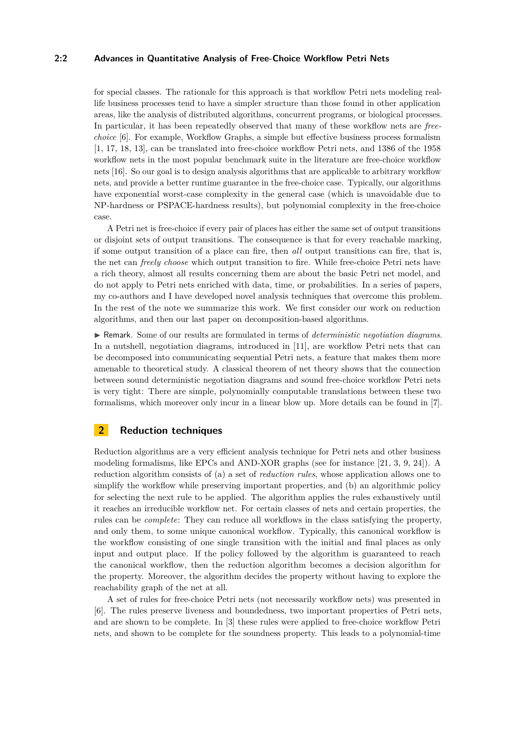for special classes. The rationale for this approach is that workflow Petri nets modeling real-life business processes tend to have a simpler structure than those found in other application areas, like the analysis of distributed algorithms, concurrent programs, or biological processes. In particular, it has been repeatedly observed that many of these workflow nets are *free-choice* [6]. For example, Workflow Graphs, a simple but effective business process formalism [1, 17, 18, 13], can be translated into free-choice workflow Petri nets, and 1386 of the 1958 workflow nets in the most popular benchmark suite in the literature are free-choice workflow nets [16]. So our goal is to design analysis algorithms that are applicable to arbitrary workflow nets, and provide a better runtime guarantee in the free-choice case. Typically, our algorithms have exponential worst-case complexity in the general case (which is unavoidable due to NP-hardness or PSPACE-hardness results), but polynomial complexity in the free-choice case.

A Petri net is free-choice if every pair of places has either the same set of output transitions or disjoint sets of output transitions. The consequence is that for every reachable marking, if some output transition of a place can fire, then *all* output transitions can fire, that is, the net can *freely choose* which output transition to fire. While free-choice Petri nets have a rich theory, almost all results concerning them are about the basic Petri net model, and do not apply to Petri nets enriched with data, time, or probabilities. In a series of papers, my co-authors and I have developed novel analysis techniques that overcome this problem. In the rest of the note we summarize this work. We first consider our work on reduction algorithms, and then our last paper on decomposition-based algorithms.

▶ Remark. Some of our results are formulated in terms of *deterministic negotiation diagrams*. In a nutshell, negotiation diagrams, introduced in [11], are workflow Petri nets that can be decomposed into communicating sequential Petri nets, a feature that makes them more amenable to theoretical study. A classical theorem of net theory shows that the connection between sound deterministic negotiation diagrams and sound free-choice workflow Petri nets is very tight: There are simple, polynomially computable translations between these two formalisms, which moreover only incur in a linear blow up. More details can be found in [7].

## 2 Reduction techniques

Reduction algorithms are a very efficient analysis technique for Petri nets and other business modeling formalisms, like EPCs and AND-XOR graphs (see for instance [21, 3, 9, 24]). A reduction algorithm consists of (a) a set of *reduction rules*, whose application allows one to simplify the workflow while preserving important properties, and (b) an algorithmic policy for selecting the next rule to be applied. The algorithm applies the rules exhaustively until it reaches an irreducible workflow net. For certain classes of nets and certain properties, the rules can be *complete*: They can reduce all workflows in the class satisfying the property, and only them, to some unique canonical workflow. Typically, this canonical workflow is the workflow consisting of one single transition with the initial and final places as only input and output place. If the policy followed by the algorithm is guaranteed to reach the canonical workflow, then the reduction algorithm becomes a decision algorithm for the property. Moreover, the algorithm decides the property without having to explore the reachability graph of the net at all.

A set of rules for free-choice Petri nets (not necessarily workflow nets) was presented in [6]. The rules preserve liveness and boundedness, two important properties of Petri nets, and are shown to be complete. In [3] these rules were applied to free-choice workflow Petri nets, and shown to be complete for the soundness property. This leads to a polynomial-time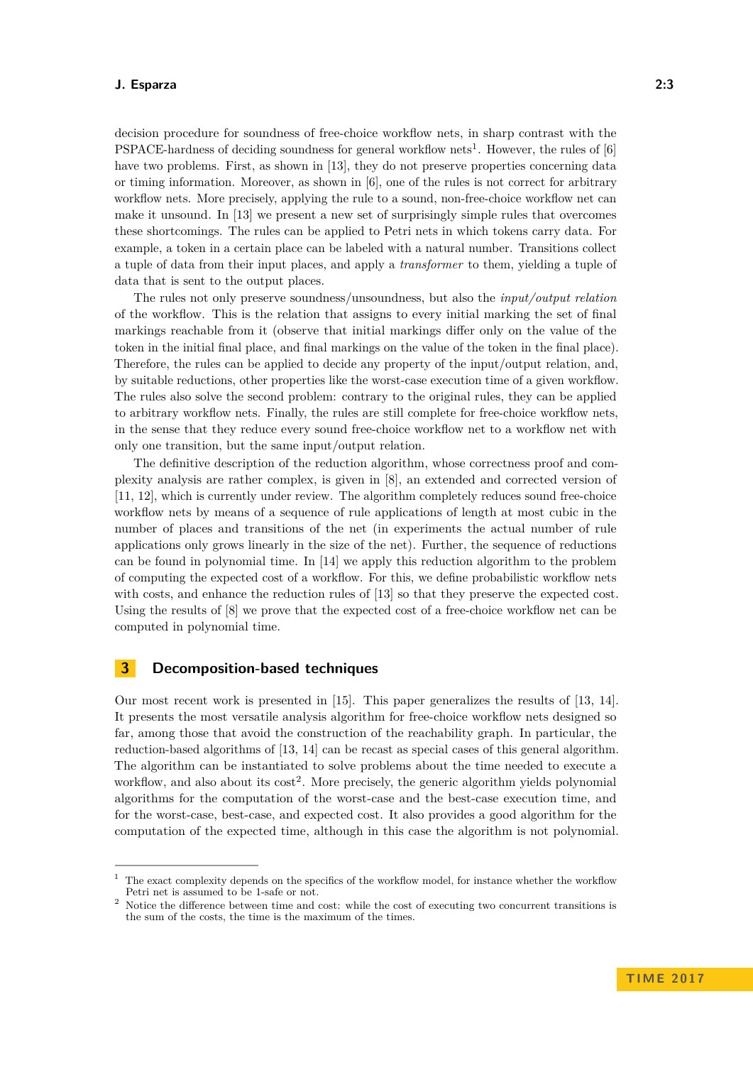decision procedure for soundness of free-choice workflow nets, in sharp contrast with the PSPACE-hardness of deciding soundness for general workflow nets[1]. However, the rules of [6] have two problems. First, as shown in [13], they do not preserve properties concerning data or timing information. Moreover, as shown in [6], one of the rules is not correct for arbitrary workflow nets. More precisely, applying the rule to a sound, non-free-choice workflow net can make it unsound. In [13] we present a new set of surprisingly simple rules that overcomes these shortcomings. The rules can be applied to Petri nets in which tokens carry data. For example, a token in a certain place can be labeled with a natural number. Transitions collect a tuple of data from their input places, and apply a *transformer* to them, yielding a tuple of data that is sent to the output places.

The rules not only preserve soundness/unsoundness, but also the *input/output relation* of the workflow. This is the relation that assigns to every initial marking the set of final markings reachable from it (observe that initial markings differ only on the value of the token in the initial final place, and final markings on the value of the token in the final place). Therefore, the rules can be applied to decide any property of the input/output relation, and, by suitable reductions, other properties like the worst-case execution time of a given workflow. The rules also solve the second problem: contrary to the original rules, they can be applied to arbitrary workflow nets. Finally, the rules are still complete for free-choice workflow nets, in the sense that they reduce every sound free-choice workflow net to a workflow net with only one transition, but the same input/output relation.

The definitive description of the reduction algorithm, whose correctness proof and complexity analysis are rather complex, is given in [8], an extended and corrected version of [11, 12], which is currently under review. The algorithm completely reduces sound free-choice workflow nets by means of a sequence of rule applications of length at most cubic in the number of places and transitions of the net (in experiments the actual number of rule applications only grows linearly in the size of the net). Further, the sequence of reductions can be found in polynomial time. In [14] we apply this reduction algorithm to the problem of computing the expected cost of a workflow. For this, we define probabilistic workflow nets with costs, and enhance the reduction rules of [13] so that they preserve the expected cost. Using the results of [8] we prove that the expected cost of a free-choice workflow net can be computed in polynomial time.

## 3 Decomposition-based techniques

Our most recent work is presented in [15]. This paper generalizes the results of [13, 14]. It presents the most versatile analysis algorithm for free-choice workflow nets designed so far, among those that avoid the construction of the reachability graph. In particular, the reduction-based algorithms of [13, 14] can be recast as special cases of this general algorithm. The algorithm can be instantiated to solve problems about the time needed to execute a workflow, and also about its cost[2]. More precisely, the generic algorithm yields polynomial algorithms for the computation of the worst-case and the best-case execution time, and for the worst-case, best-case, and expected cost. It also provides a good algorithm for the computation of the expected time, although in this case the algorithm is not polynomial.

[1] The exact complexity depends on the specifics of the workflow model, for instance whether the workflow Petri net is assumed to be 1-safe or not.

[2] Notice the difference between time and cost: while the cost of executing two concurrent transitions is the sum of the costs, the time is the maximum of the times.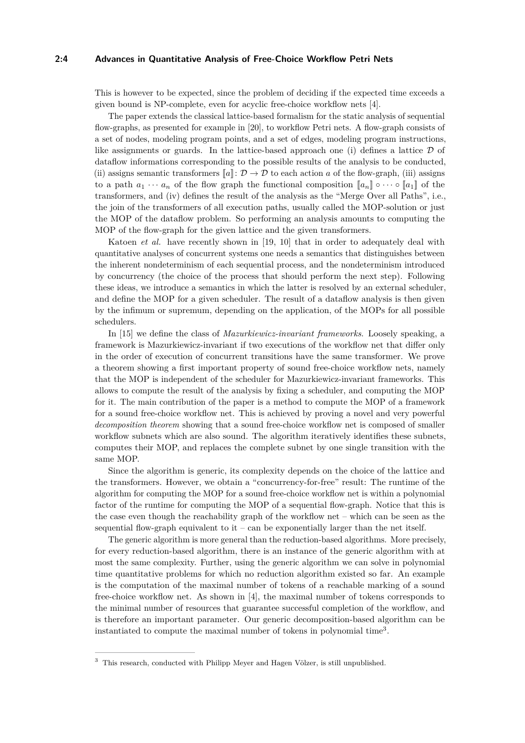This is however to be expected, since the problem of deciding if the expected time exceeds a given bound is NP-complete, even for acyclic free-choice workflow nets [4].

The paper extends the classical lattice-based formalism for the static analysis of sequential flow-graphs, as presented for example in [20], to workflow Petri nets. A flow-graph consists of a set of nodes, modeling program points, and a set of edges, modeling program instructions, like assignments or guards. In the lattice-based approach one (i) defines a lattice $\mathcal{D}$ of dataflow informations corresponding to the possible results of the analysis to be conducted, (ii) assigns semantic transformers $[\![a]\!] \colon \mathcal{D} \to \mathcal{D}$ to each action $a$ of the flow-graph, (iii) assigns to a path $a_1 \cdots a_n$ of the flow graph the functional composition $[\![a_n]\!] \circ \cdots \circ [\![a_1]\!]$ of the transformers, and (iv) defines the result of the analysis as the "Merge Over all Paths", i.e., the join of the transformers of all execution paths, usually called the MOP-solution or just the MOP of the dataflow problem. So performing an analysis amounts to computing the MOP of the flow-graph for the given lattice and the given transformers.

Katoen *et al.* have recently shown in [19, 10] that in order to adequately deal with quantitative analyses of concurrent systems one needs a semantics that distinguishes between the inherent nondeterminism of each sequential process, and the nondeterminism introduced by concurrency (the choice of the process that should perform the next step). Following these ideas, we introduce a semantics in which the latter is resolved by an external scheduler, and define the MOP for a given scheduler. The result of a dataflow analysis is then given by the infimum or supremum, depending on the application, of the MOPs for all possible schedulers.

In [15] we define the class of *Mazurkiewicz-invariant frameworks*. Loosely speaking, a framework is Mazurkiewicz-invariant if two executions of the workflow net that differ only in the order of execution of concurrent transitions have the same transformer. We prove a theorem showing a first important property of sound free-choice workflow nets, namely that the MOP is independent of the scheduler for Mazurkiewicz-invariant frameworks. This allows to compute the result of the analysis by fixing a scheduler, and computing the MOP for it. The main contribution of the paper is a method to compute the MOP of a framework for a sound free-choice workflow net. This is achieved by proving a novel and very powerful *decomposition theorem* showing that a sound free-choice workflow net is composed of smaller workflow subnets which are also sound. The algorithm iteratively identifies these subnets, computes their MOP, and replaces the complete subnet by one single transition with the same MOP.

Since the algorithm is generic, its complexity depends on the choice of the lattice and the transformers. However, we obtain a "concurrency-for-free" result: The runtime of the algorithm for computing the MOP for a sound free-choice workflow net is within a polynomial factor of the runtime for computing the MOP of a sequential flow-graph. Notice that this is the case even though the reachability graph of the workflow net – which can be seen as the sequential flow-graph equivalent to it – can be exponentially larger than the net itself.

The generic algorithm is more general than the reduction-based algorithms. More precisely, for every reduction-based algorithm, there is an instance of the generic algorithm with at most the same complexity. Further, using the generic algorithm we can solve in polynomial time quantitative problems for which no reduction algorithm existed so far. An example is the computation of the maximal number of tokens of a reachable marking of a sound free-choice workflow net. As shown in [4], the maximal number of tokens corresponds to the minimal number of resources that guarantee successful completion of the workflow, and is therefore an important parameter. Our generic decomposition-based algorithm can be instantiated to compute the maximal number of tokens in polynomial time[3].

[3] This research, conducted with Philipp Meyer and Hagen Völzer, is still unpublished.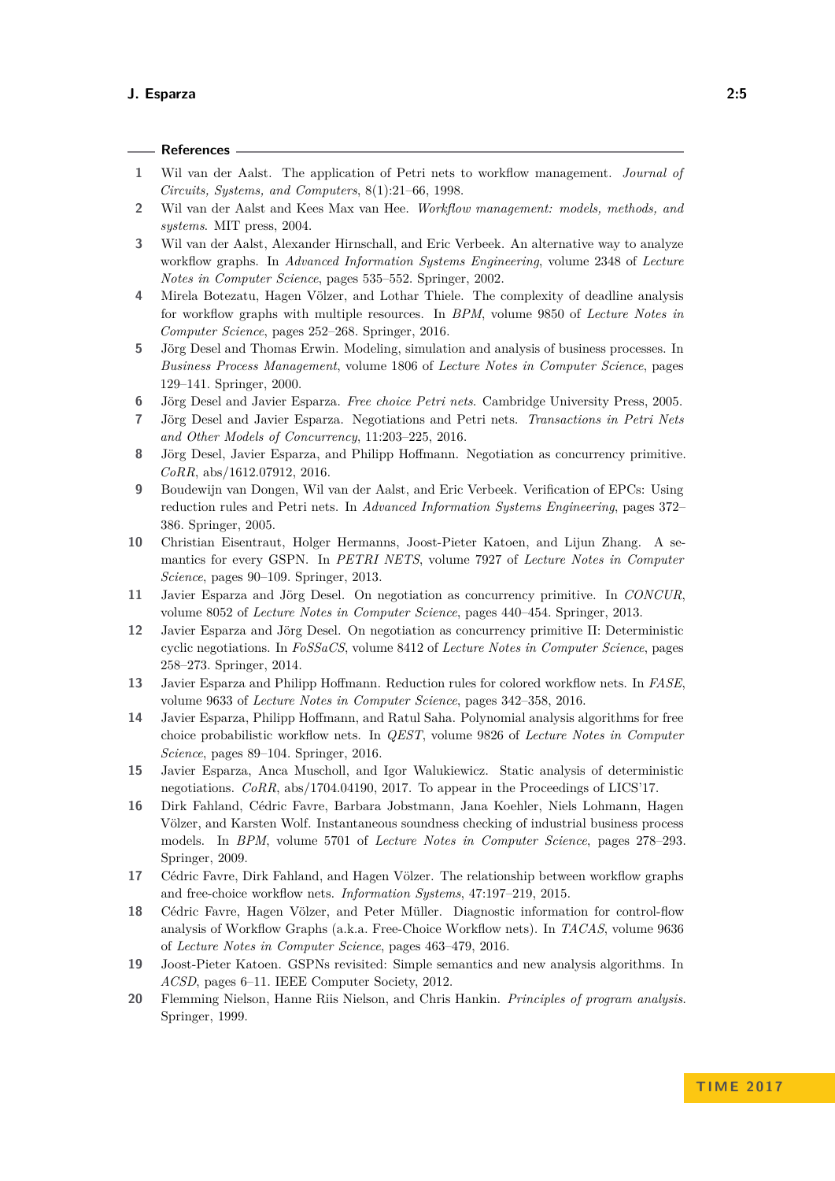## References

1. Wil van der Aalst. The application of Petri nets to workflow management. *Journal of Circuits, Systems, and Computers*, 8(1):21–66, 1998.
2. Wil van der Aalst and Kees Max van Hee. *Workflow management: models, methods, and systems*. MIT press, 2004.
3. Wil van der Aalst, Alexander Hirnschall, and Eric Verbeek. An alternative way to analyze workflow graphs. In *Advanced Information Systems Engineering*, volume 2348 of *Lecture Notes in Computer Science*, pages 535–552. Springer, 2002.
4. Mirela Botezatu, Hagen Völzer, and Lothar Thiele. The complexity of deadline analysis for workflow graphs with multiple resources. In *BPM*, volume 9850 of *Lecture Notes in Computer Science*, pages 252–268. Springer, 2016.
5. Jörg Desel and Thomas Erwin. Modeling, simulation and analysis of business processes. In *Business Process Management*, volume 1806 of *Lecture Notes in Computer Science*, pages 129–141. Springer, 2000.
6. Jörg Desel and Javier Esparza. *Free choice Petri nets*. Cambridge University Press, 2005.
7. Jörg Desel and Javier Esparza. Negotiations and Petri nets. *Transactions in Petri Nets and Other Models of Concurrency*, 11:203–225, 2016.
8. Jörg Desel, Javier Esparza, and Philipp Hoffmann. Negotiation as concurrency primitive. *CoRR*, abs/1612.07912, 2016.
9. Boudewijn van Dongen, Wil van der Aalst, and Eric Verbeek. Verification of EPCs: Using reduction rules and Petri nets. In *Advanced Information Systems Engineering*, pages 372–386. Springer, 2005.
10. Christian Eisentraut, Holger Hermanns, Joost-Pieter Katoen, and Lijun Zhang. A semantics for every GSPN. In *PETRI NETS*, volume 7927 of *Lecture Notes in Computer Science*, pages 90–109. Springer, 2013.
11. Javier Esparza and Jörg Desel. On negotiation as concurrency primitive. In *CONCUR*, volume 8052 of *Lecture Notes in Computer Science*, pages 440–454. Springer, 2013.
12. Javier Esparza and Jörg Desel. On negotiation as concurrency primitive II: Deterministic cyclic negotiations. In *FoSSaCS*, volume 8412 of *Lecture Notes in Computer Science*, pages 258–273. Springer, 2014.
13. Javier Esparza and Philipp Hoffmann. Reduction rules for colored workflow nets. In *FASE*, volume 9633 of *Lecture Notes in Computer Science*, pages 342–358, 2016.
14. Javier Esparza, Philipp Hoffmann, and Ratul Saha. Polynomial analysis algorithms for free choice probabilistic workflow nets. In *QEST*, volume 9826 of *Lecture Notes in Computer Science*, pages 89–104. Springer, 2016.
15. Javier Esparza, Anca Muscholl, and Igor Walukiewicz. Static analysis of deterministic negotiations. *CoRR*, abs/1704.04190, 2017. To appear in the Proceedings of LICS'17.
16. Dirk Fahland, Cédric Favre, Barbara Jobstmann, Jana Koehler, Niels Lohmann, Hagen Völzer, and Karsten Wolf. Instantaneous soundness checking of industrial business process models. In *BPM*, volume 5701 of *Lecture Notes in Computer Science*, pages 278–293. Springer, 2009.
17. Cédric Favre, Dirk Fahland, and Hagen Völzer. The relationship between workflow graphs and free-choice workflow nets. *Information Systems*, 47:197–219, 2015.
18. Cédric Favre, Hagen Völzer, and Peter Müller. Diagnostic information for control-flow analysis of Workflow Graphs (a.k.a. Free-Choice Workflow nets). In *TACAS*, volume 9636 of *Lecture Notes in Computer Science*, pages 463–479, 2016.
19. Joost-Pieter Katoen. GSPNs revisited: Simple semantics and new analysis algorithms. In *ACSD*, pages 6–11. IEEE Computer Society, 2012.
20. Flemming Nielson, Hanne Riis Nielson, and Chris Hankin. *Principles of program analysis*. Springer, 1999.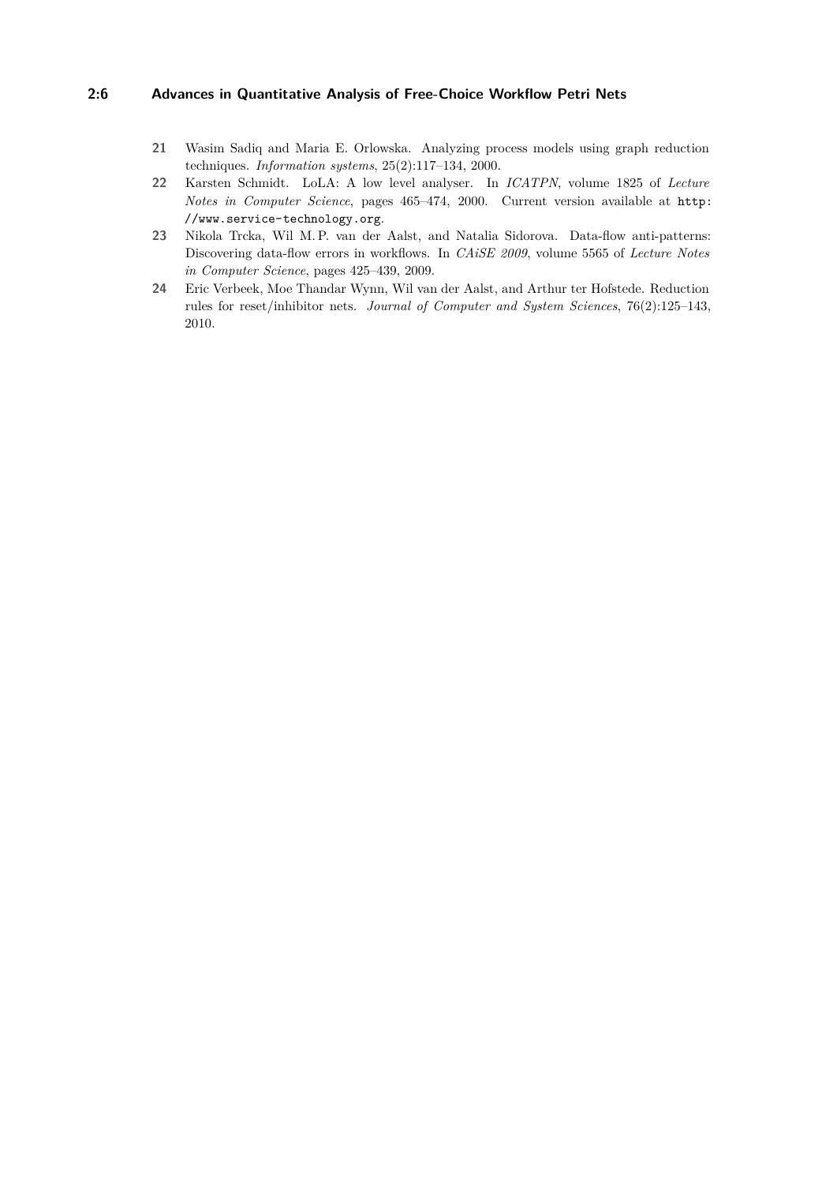21 Wasim Sadiq and Maria E. Orlowska. Analyzing process models using graph reduction techniques. *Information systems*, 25(2):117–134, 2000.

22 Karsten Schmidt. LoLA: A low level analyser. In *ICATPN*, volume 1825 of *Lecture Notes in Computer Science*, pages 465–474, 2000. Current version available at `http://www.service-technology.org`.

23 Nikola Trcka, Wil M. P. van der Aalst, and Natalia Sidorova. Data-flow anti-patterns: Discovering data-flow errors in workflows. In *CAiSE 2009*, volume 5565 of *Lecture Notes in Computer Science*, pages 425–439, 2009.

24 Eric Verbeek, Moe Thandar Wynn, Wil van der Aalst, and Arthur ter Hofstede. Reduction rules for reset/inhibitor nets. *Journal of Computer and System Sciences*, 76(2):125–143, 2010.